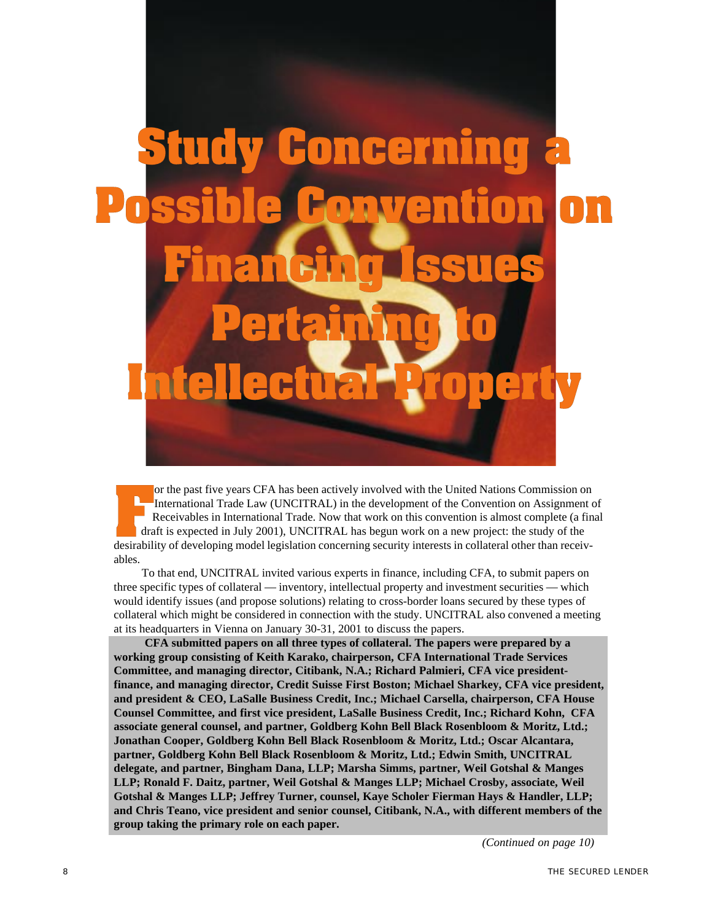# Study Concerning a Possible Convention on Financing Issues Pertaining to Intellectual Property

For the past five years CFA has been actively involved with the United Nations Commission on International Trade Law (UNCITRAL) in the development of the Convention on Assignment of Receivables in International Trade. Now that work on this convention is almost complete (a final draft is expected in July 2001), UNCITRAL has begun work on a new project: the study of the desirability of developing model legislation concerning security interests in collateral other than receivables.

To that end, UNCITRAL invited various experts in finance, including CFA, to submit papers on three specific types of collateral — inventory, intellectual property and investment securities — which would identify issues (and propose solutions) relating to cross-border loans secured by these types of collateral which might be considered in connection with the study. UNCITRAL also convened a meeting at its headquarters in Vienna on January 30-31, 2001 to discuss the papers.

**CFA submitted papers on all three types of collateral. The papers were prepared by a working group consisting of Keith Karako, chairperson, CFA International Trade Services Committee, and managing director, Citibank, N.A.; Richard Palmieri, CFA vice president-finance, and managing director, Credit Suisse First Boston; Michael Sharkey, CFA vice president, and president & CEO, LaSalle Business Credit, Inc.; Michael Carsella, chairperson, CFA House Counsel Committee, and first vice president, LaSalle Business Credit, Inc.; Richard Kohn, CFA associate general counsel, and partner, Goldberg Kohn Bell Black Rosenbloom & Moritz, Ltd.; Jonathan Cooper, Goldberg Kohn Bell Black Rosenbloom & Moritz, Ltd.; Oscar Alcantara, partner, Goldberg Kohn Bell Black Rosenbloom & Moritz, Ltd.; Edwin Smith, UNCITRAL delegate, and partner, Bingham Dana, LLP; Marsha Simms, partner, Weil Gotshal & Manges LLP; Ronald F. Daitz, partner, Weil Gotshal & Manges LLP; Michael Crosby, associate, Weil Gotshal & Manges LLP; Jeffrey Turner, counsel, Kaye Scholer Fierman Hays & Handler, LLP; and Chris Teano, vice president and senior counsel, Citibank, N.A., with different members of the group taking the primary role on each paper.**

*(Continued on page 10)*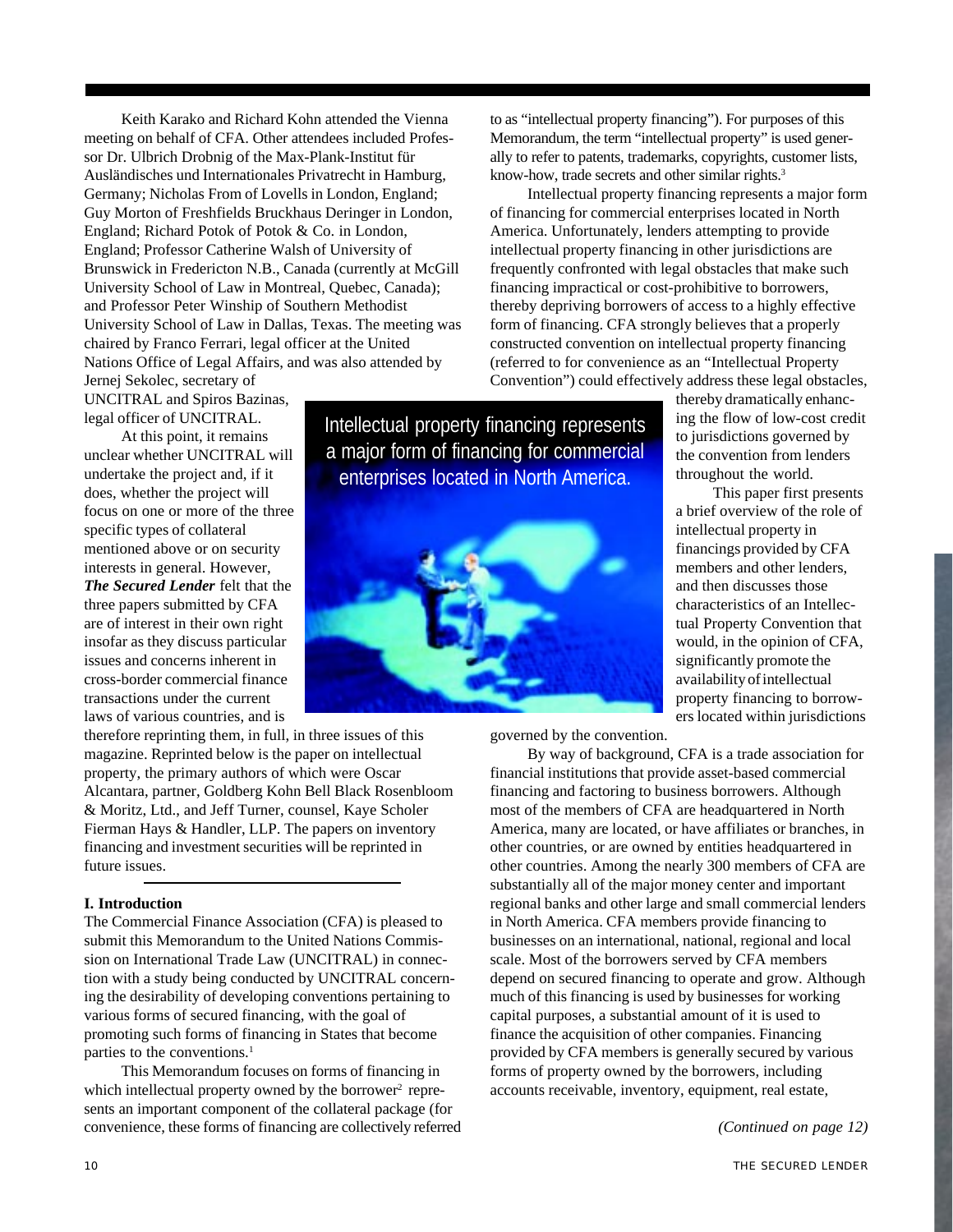Keith Karako and Richard Kohn attended the Vienna meeting on behalf of CFA. Other attendees included Professor Dr. Ulbrich Drobnig of the Max-Plank-Institut für Ausländisches und Internationales Privatrecht in Hamburg, Germany; Nicholas From of Lovells in London, England; Guy Morton of Freshfields Bruckhaus Deringer in London, England; Richard Potok of Potok & Co. in London, England; Professor Catherine Walsh of University of Brunswick in Fredericton N.B., Canada (currently at McGill University School of Law in Montreal, Quebec, Canada); and Professor Peter Winship of Southern Methodist University School of Law in Dallas, Texas. The meeting was chaired by Franco Ferrari, legal officer at the United Nations Office of Legal Affairs, and was also attended by Jernej Sekolec, secretary of UNCITRAL and Spiros Bazinas, legal officer of UNCITRAL.

At this point, it remains unclear whether UNCITRAL will undertake the project and, if it does, whether the project will focus on one or more of the three specific types of collateral mentioned above or on security interests in general. However, ***The Secured Lender*** felt that the three papers submitted by CFA are of interest in their own right insofar as they discuss particular issues and concerns inherent in cross-border commercial finance transactions under the current laws of various countries, and is therefore reprinting them, in full, in three issues of this magazine. Reprinted below is the paper on intellectual property, the primary authors of which were Oscar Alcantara, partner, Goldberg Kohn Bell Black Rosenbloom & Moritz, Ltd., and Jeff Turner, counsel, Kaye Scholer Fierman Hays & Handler, LLP. The papers on inventory financing and investment securities will be reprinted in future issues.

---

**I. Introduction**

The Commercial Finance Association (CFA) is pleased to submit this Memorandum to the United Nations Commission on International Trade Law (UNCITRAL) in connection with a study being conducted by UNCITRAL concerning the desirability of developing conventions pertaining to various forms of secured financing, with the goal of promoting such forms of financing in States that become parties to the conventions.[1]

This Memorandum focuses on forms of financing in which intellectual property owned by the borrower[2] represents an important component of the collateral package (for convenience, these forms of financing are collectively referred to as "intellectual property financing"). For purposes of this Memorandum, the term "intellectual property" is used generally to refer to patents, trademarks, copyrights, customer lists, know-how, trade secrets and other similar rights.[3]

Intellectual property financing represents a major form of financing for commercial enterprises located in North America. Unfortunately, lenders attempting to provide intellectual property financing in other jurisdictions are frequently confronted with legal obstacles that make such financing impractical or cost-prohibitive to borrowers, thereby depriving borrowers of access to a highly effective form of financing. CFA strongly believes that a properly constructed convention on intellectual property financing (referred to for convenience as an "Intellectual Property Convention") could effectively address these legal obstacles, thereby dramatically enhancing the flow of low-cost credit to jurisdictions governed by the convention from lenders throughout the world.

Intellectual property financing represents a major form of financing for commercial enterprises located in North America.

This paper first presents a brief overview of the role of intellectual property in financings provided by CFA members and other lenders, and then discusses those characteristics of an Intellectual Property Convention that would, in the opinion of CFA, significantly promote the availability of intellectual property financing to borrowers located within jurisdictions governed by the convention.

By way of background, CFA is a trade association for financial institutions that provide asset-based commercial financing and factoring to business borrowers. Although most of the members of CFA are headquartered in North America, many are located, or have affiliates or branches, in other countries, or are owned by entities headquartered in other countries. Among the nearly 300 members of CFA are substantially all of the major money center and important regional banks and other large and small commercial lenders in North America. CFA members provide financing to businesses on an international, national, regional and local scale. Most of the borrowers served by CFA members depend on secured financing to operate and grow. Although much of this financing is used by businesses for working capital purposes, a substantial amount of it is used to finance the acquisition of other companies. Financing provided by CFA members is generally secured by various forms of property owned by the borrowers, including accounts receivable, inventory, equipment, real estate,

*(Continued on page 12)*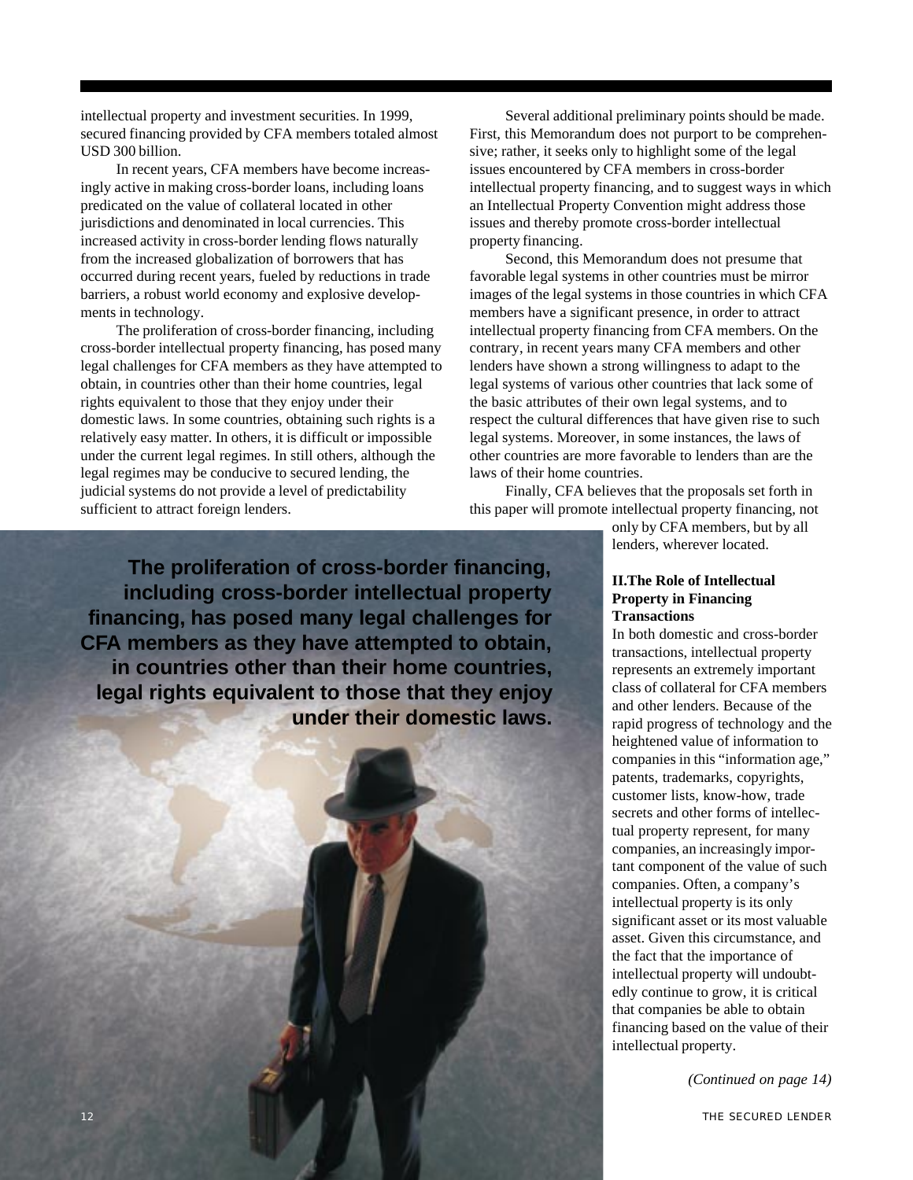intellectual property and investment securities. In 1999, secured financing provided by CFA members totaled almost USD 300 billion.

In recent years, CFA members have become increasingly active in making cross-border loans, including loans predicated on the value of collateral located in other jurisdictions and denominated in local currencies. This increased activity in cross-border lending flows naturally from the increased globalization of borrowers that has occurred during recent years, fueled by reductions in trade barriers, a robust world economy and explosive developments in technology.

The proliferation of cross-border financing, including cross-border intellectual property financing, has posed many legal challenges for CFA members as they have attempted to obtain, in countries other than their home countries, legal rights equivalent to those that they enjoy under their domestic laws. In some countries, obtaining such rights is a relatively easy matter. In others, it is difficult or impossible under the current legal regimes. In still others, although the legal regimes may be conducive to secured lending, the judicial systems do not provide a level of predictability sufficient to attract foreign lenders.

**The proliferation of cross-border financing, including cross-border intellectual property financing, has posed many legal challenges for CFA members as they have attempted to obtain, in countries other than their home countries, legal rights equivalent to those that they enjoy under their domestic laws.**

Several additional preliminary points should be made. First, this Memorandum does not purport to be comprehensive; rather, it seeks only to highlight some of the legal issues encountered by CFA members in cross-border intellectual property financing, and to suggest ways in which an Intellectual Property Convention might address those issues and thereby promote cross-border intellectual property financing.

Second, this Memorandum does not presume that favorable legal systems in other countries must be mirror images of the legal systems in those countries in which CFA members have a significant presence, in order to attract intellectual property financing from CFA members. On the contrary, in recent years many CFA members and other lenders have shown a strong willingness to adapt to the legal systems of various other countries that lack some of the basic attributes of their own legal systems, and to respect the cultural differences that have given rise to such legal systems. Moreover, in some instances, the laws of other countries are more favorable to lenders than are the laws of their home countries.

Finally, CFA believes that the proposals set forth in this paper will promote intellectual property financing, not only by CFA members, but by all lenders, wherever located.

### II. The Role of Intellectual Property in Financing Transactions

In both domestic and cross-border transactions, intellectual property represents an extremely important class of collateral for CFA members and other lenders. Because of the rapid progress of technology and the heightened value of information to companies in this "information age," patents, trademarks, copyrights, customer lists, know-how, trade secrets and other forms of intellectual property represent, for many companies, an increasingly important component of the value of such companies. Often, a company's intellectual property is its only significant asset or its most valuable asset. Given this circumstance, and the fact that the importance of intellectual property will undoubtedly continue to grow, it is critical that companies be able to obtain financing based on the value of their intellectual property.

*(Continued on page 14)*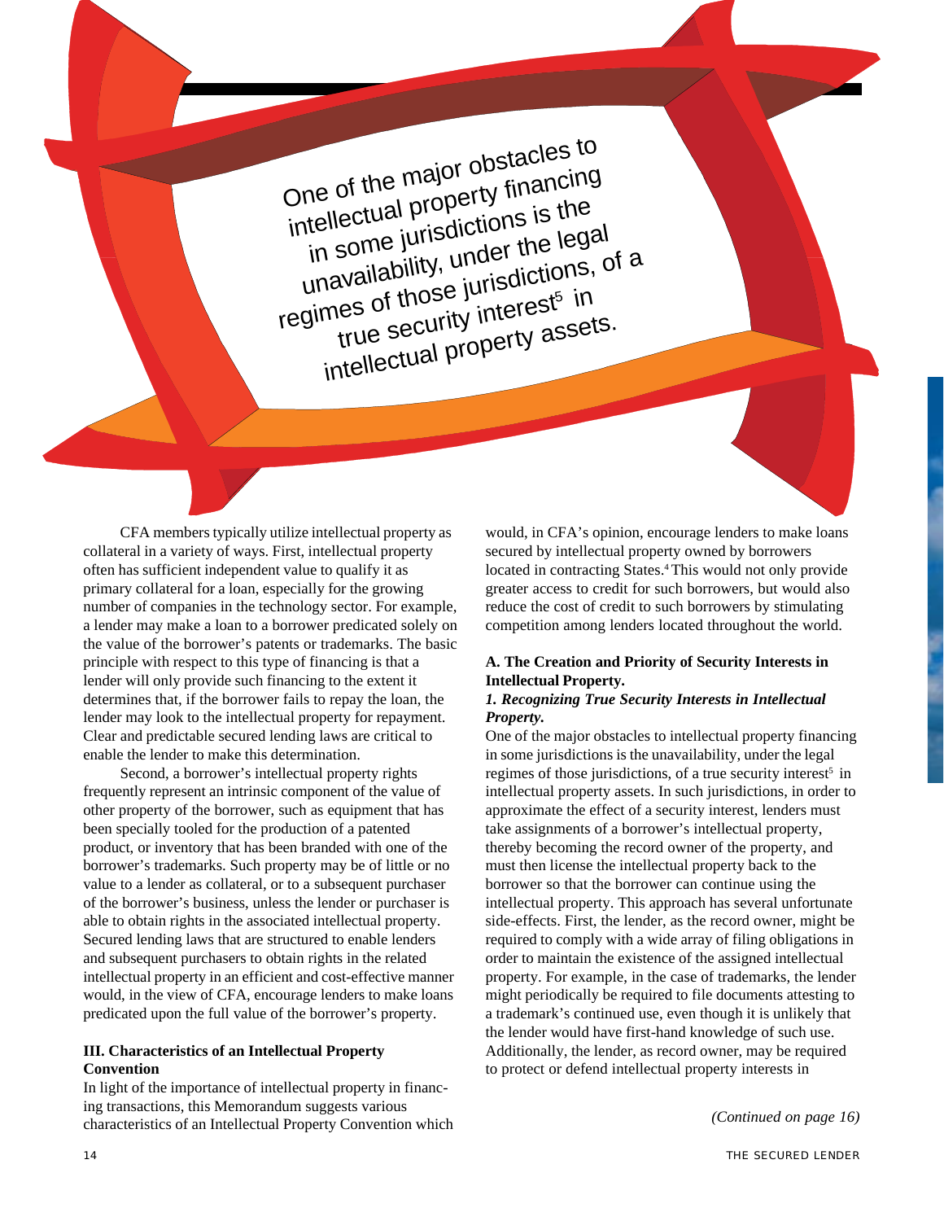> One of the major obstacles to intellectual property financing in some jurisdictions is the unavailability, under the legal regimes of those jurisdictions, of a true security interest[5] in intellectual property assets.

CFA members typically utilize intellectual property as collateral in a variety of ways. First, intellectual property often has sufficient independent value to qualify it as primary collateral for a loan, especially for the growing number of companies in the technology sector. For example, a lender may make a loan to a borrower predicated solely on the value of the borrower's patents or trademarks. The basic principle with respect to this type of financing is that a lender will only provide such financing to the extent it determines that, if the borrower fails to repay the loan, the lender may look to the intellectual property for repayment. Clear and predictable secured lending laws are critical to enable the lender to make this determination.

Second, a borrower's intellectual property rights frequently represent an intrinsic component of the value of other property of the borrower, such as equipment that has been specially tooled for the production of a patented product, or inventory that has been branded with one of the borrower's trademarks. Such property may be of little or no value to a lender as collateral, or to a subsequent purchaser of the borrower's business, unless the lender or purchaser is able to obtain rights in the associated intellectual property. Secured lending laws that are structured to enable lenders and subsequent purchasers to obtain rights in the related intellectual property in an efficient and cost-effective manner would, in the view of CFA, encourage lenders to make loans predicated upon the full value of the borrower's property.

## III. Characteristics of an Intellectual Property Convention

In light of the importance of intellectual property in financing transactions, this Memorandum suggests various characteristics of an Intellectual Property Convention which would, in CFA's opinion, encourage lenders to make loans secured by intellectual property owned by borrowers located in contracting States.[4] This would not only provide greater access to credit for such borrowers, but would also reduce the cost of credit to such borrowers by stimulating competition among lenders located throughout the world.

### A. The Creation and Priority of Security Interests in Intellectual Property.

#### *1. Recognizing True Security Interests in Intellectual Property.*

One of the major obstacles to intellectual property financing in some jurisdictions is the unavailability, under the legal regimes of those jurisdictions, of a true security interest[5] in intellectual property assets. In such jurisdictions, in order to approximate the effect of a security interest, lenders must take assignments of a borrower's intellectual property, thereby becoming the record owner of the property, and must then license the intellectual property back to the borrower so that the borrower can continue using the intellectual property. This approach has several unfortunate side-effects. First, the lender, as the record owner, might be required to comply with a wide array of filing obligations in order to maintain the existence of the assigned intellectual property. For example, in the case of trademarks, the lender might periodically be required to file documents attesting to a trademark's continued use, even though it is unlikely that the lender would have first-hand knowledge of such use. Additionally, the lender, as record owner, may be required to protect or defend intellectual property interests in

*(Continued on page 16)*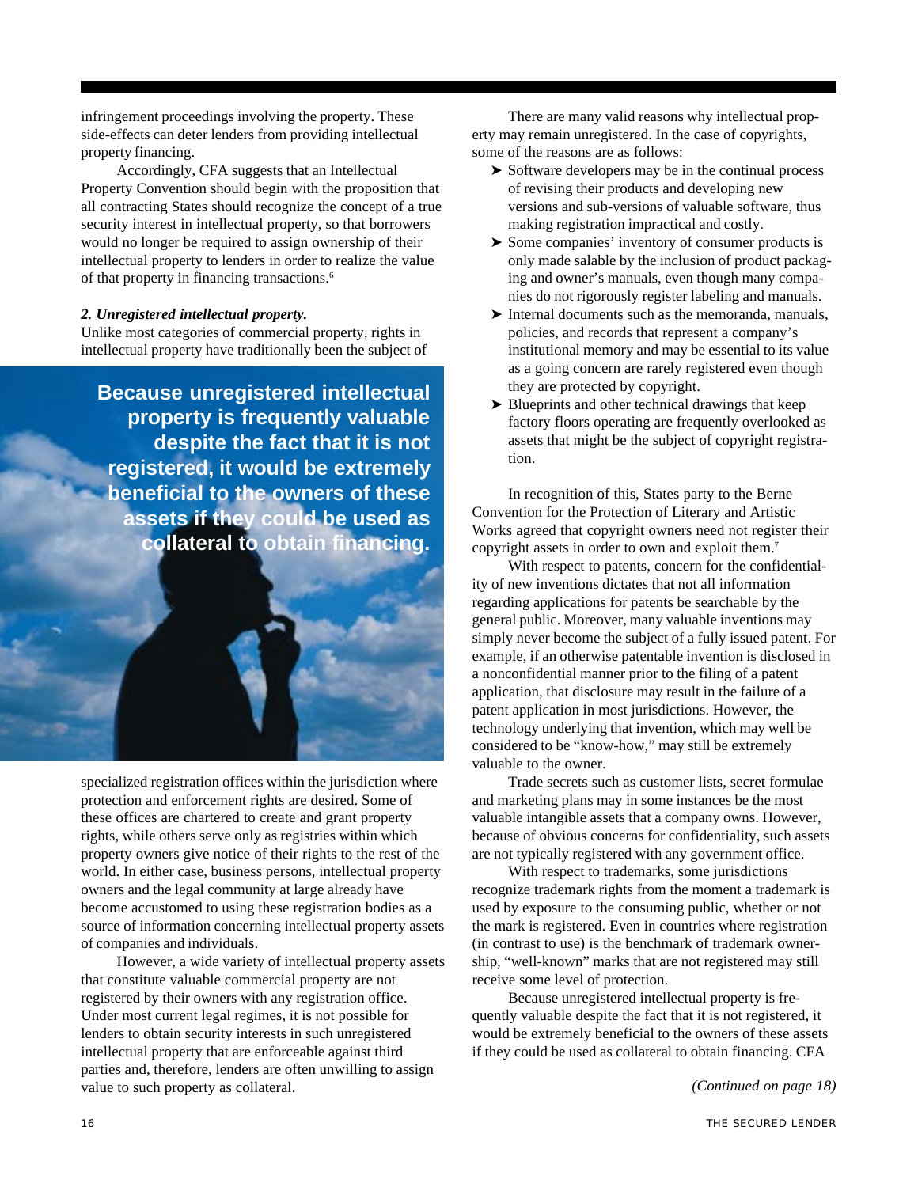infringement proceedings involving the property. These side-effects can deter lenders from providing intellectual property financing.

Accordingly, CFA suggests that an Intellectual Property Convention should begin with the proposition that all contracting States should recognize the concept of a true security interest in intellectual property, so that borrowers would no longer be required to assign ownership of their intellectual property to lenders in order to realize the value of that property in financing transactions.[6]

***2. Unregistered intellectual property.***

Unlike most categories of commercial property, rights in intellectual property have traditionally been the subject of specialized registration offices within the jurisdiction where protection and enforcement rights are desired. Some of these offices are chartered to create and grant property rights, while others serve only as registries within which property owners give notice of their rights to the rest of the world. In either case, business persons, intellectual property owners and the legal community at large already have become accustomed to using these registration bodies as a source of information concerning intellectual property assets of companies and individuals.

**Because unregistered intellectual property is frequently valuable despite the fact that it is not registered, it would be extremely beneficial to the owners of these assets if they could be used as collateral to obtain financing.**

However, a wide variety of intellectual property assets that constitute valuable commercial property are not registered by their owners with any registration office. Under most current legal regimes, it is not possible for lenders to obtain security interests in such unregistered intellectual property that are enforceable against third parties and, therefore, lenders are often unwilling to assign value to such property as collateral.

There are many valid reasons why intellectual property may remain unregistered. In the case of copyrights, some of the reasons are as follows:

- Software developers may be in the continual process of revising their products and developing new versions and sub-versions of valuable software, thus making registration impractical and costly.
- Some companies' inventory of consumer products is only made salable by the inclusion of product packaging and owner's manuals, even though many companies do not rigorously register labeling and manuals.
- Internal documents such as the memoranda, manuals, policies, and records that represent a company's institutional memory and may be essential to its value as a going concern are rarely registered even though they are protected by copyright.
- Blueprints and other technical drawings that keep factory floors operating are frequently overlooked as assets that might be the subject of copyright registration.

In recognition of this, States party to the Berne Convention for the Protection of Literary and Artistic Works agreed that copyright owners need not register their copyright assets in order to own and exploit them.[7]

With respect to patents, concern for the confidentiality of new inventions dictates that not all information regarding applications for patents be searchable by the general public. Moreover, many valuable inventions may simply never become the subject of a fully issued patent. For example, if an otherwise patentable invention is disclosed in a nonconfidential manner prior to the filing of a patent application, that disclosure may result in the failure of a patent application in most jurisdictions. However, the technology underlying that invention, which may well be considered to be "know-how," may still be extremely valuable to the owner.

Trade secrets such as customer lists, secret formulae and marketing plans may in some instances be the most valuable intangible assets that a company owns. However, because of obvious concerns for confidentiality, such assets are not typically registered with any government office.

With respect to trademarks, some jurisdictions recognize trademark rights from the moment a trademark is used by exposure to the consuming public, whether or not the mark is registered. Even in countries where registration (in contrast to use) is the benchmark of trademark ownership, "well-known" marks that are not registered may still receive some level of protection.

Because unregistered intellectual property is frequently valuable despite the fact that it is not registered, it would be extremely beneficial to the owners of these assets if they could be used as collateral to obtain financing. CFA

*(Continued on page 18)*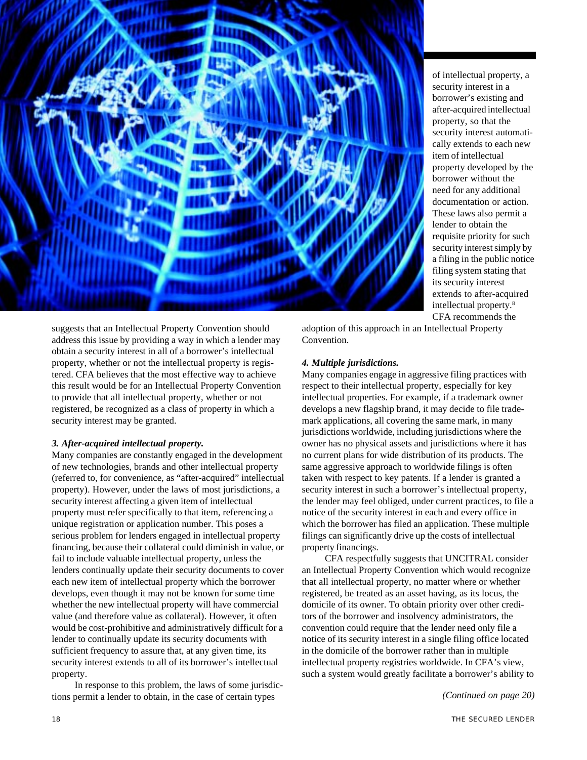suggests that an Intellectual Property Convention should address this issue by providing a way in which a lender may obtain a security interest in all of a borrower's intellectual property, whether or not the intellectual property is registered. CFA believes that the most effective way to achieve this result would be for an Intellectual Property Convention to provide that all intellectual property, whether or not registered, be recognized as a class of property in which a security interest may be granted.

***3. After-acquired intellectual property.***

Many companies are constantly engaged in the development of new technologies, brands and other intellectual property (referred to, for convenience, as "after-acquired" intellectual property). However, under the laws of most jurisdictions, a security interest affecting a given item of intellectual property must refer specifically to that item, referencing a unique registration or application number. This poses a serious problem for lenders engaged in intellectual property financing, because their collateral could diminish in value, or fail to include valuable intellectual property, unless the lenders continually update their security documents to cover each new item of intellectual property which the borrower develops, even though it may not be known for some time whether the new intellectual property will have commercial value (and therefore value as collateral). However, it often would be cost-prohibitive and administratively difficult for a lender to continually update its security documents with sufficient frequency to assure that, at any given time, its security interest extends to all of its borrower's intellectual property.

In response to this problem, the laws of some jurisdictions permit a lender to obtain, in the case of certain types of intellectual property, a security interest in a borrower's existing and after-acquired intellectual property, so that the security interest automatically extends to each new item of intellectual property developed by the borrower without the need for any additional documentation or action. These laws also permit a lender to obtain the requisite priority for such security interest simply by a filing in the public notice filing system stating that its security interest extends to after-acquired intellectual property.[8] CFA recommends the adoption of this approach in an Intellectual Property Convention.

***4. Multiple jurisdictions.***

Many companies engage in aggressive filing practices with respect to their intellectual property, especially for key intellectual properties. For example, if a trademark owner develops a new flagship brand, it may decide to file trademark applications, all covering the same mark, in many jurisdictions worldwide, including jurisdictions where the owner has no physical assets and jurisdictions where it has no current plans for wide distribution of its products. The same aggressive approach to worldwide filings is often taken with respect to key patents. If a lender is granted a security interest in such a borrower's intellectual property, the lender may feel obliged, under current practices, to file a notice of the security interest in each and every office in which the borrower has filed an application. These multiple filings can significantly drive up the costs of intellectual property financings.

CFA respectfully suggests that UNCITRAL consider an Intellectual Property Convention which would recognize that all intellectual property, no matter where or whether registered, be treated as an asset having, as its locus, the domicile of its owner. To obtain priority over other creditors of the borrower and insolvency administrators, the convention could require that the lender need only file a notice of its security interest in a single filing office located in the domicile of the borrower rather than in multiple intellectual property registries worldwide. In CFA's view, such a system would greatly facilitate a borrower's ability to

*(Continued on page 20)*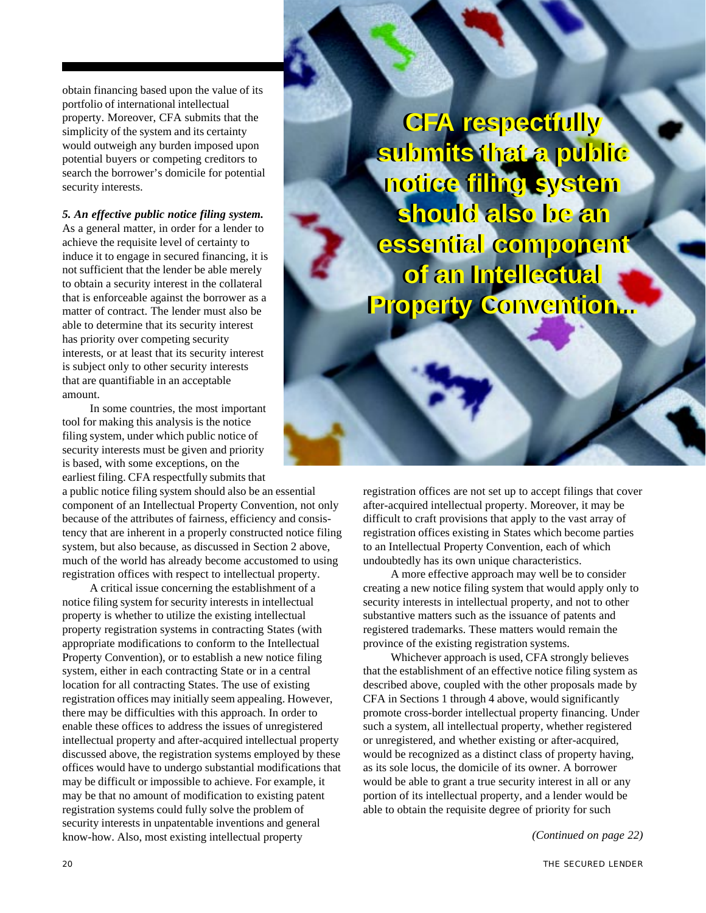obtain financing based upon the value of its portfolio of international intellectual property. Moreover, CFA submits that the simplicity of the system and its certainty would outweigh any burden imposed upon potential buyers or competing creditors to search the borrower's domicile for potential security interests.

***5. An effective public notice filing system.*** As a general matter, in order for a lender to achieve the requisite level of certainty to induce it to engage in secured financing, it is not sufficient that the lender be able merely to obtain a security interest in the collateral that is enforceable against the borrower as a matter of contract. The lender must also be able to determine that its security interest has priority over competing security interests, or at least that its security interest is subject only to other security interests that are quantifiable in an acceptable amount.

In some countries, the most important tool for making this analysis is the notice filing system, under which public notice of security interests must be given and priority is based, with some exceptions, on the earliest filing. CFA respectfully submits that a public notice filing system should also be an essential component of an Intellectual Property Convention, not only because of the attributes of fairness, efficiency and consistency that are inherent in a properly constructed notice filing system, but also because, as discussed in Section 2 above, much of the world has already become accustomed to using registration offices with respect to intellectual property.

A critical issue concerning the establishment of a notice filing system for security interests in intellectual property is whether to utilize the existing intellectual property registration systems in contracting States (with appropriate modifications to conform to the Intellectual Property Convention), or to establish a new notice filing system, either in each contracting State or in a central location for all contracting States. The use of existing registration offices may initially seem appealing. However, there may be difficulties with this approach. In order to enable these offices to address the issues of unregistered intellectual property and after-acquired intellectual property discussed above, the registration systems employed by these offices would have to undergo substantial modifications that may be difficult or impossible to achieve. For example, it may be that no amount of modification to existing patent registration systems could fully solve the problem of security interests in unpatentable inventions and general know-how. Also, most existing intellectual property registration offices are not set up to accept filings that cover after-acquired intellectual property. Moreover, it may be difficult to craft provisions that apply to the vast array of registration offices existing in States which become parties to an Intellectual Property Convention, each of which undoubtedly has its own unique characteristics.

A more effective approach may well be to consider creating a new notice filing system that would apply only to security interests in intellectual property, and not to other substantive matters such as the issuance of patents and registered trademarks. These matters would remain the province of the existing registration systems.

Whichever approach is used, CFA strongly believes that the establishment of an effective notice filing system as described above, coupled with the other proposals made by CFA in Sections 1 through 4 above, would significantly promote cross-border intellectual property financing. Under such a system, all intellectual property, whether registered or unregistered, and whether existing or after-acquired, would be recognized as a distinct class of property having, as its sole locus, the domicile of its owner. A borrower would be able to grant a true security interest in all or any portion of its intellectual property, and a lender would be able to obtain the requisite degree of priority for such

*(Continued on page 22)*

**CFA respectfully submits that a public notice filing system should also be an essential component of an Intellectual Property Convention...**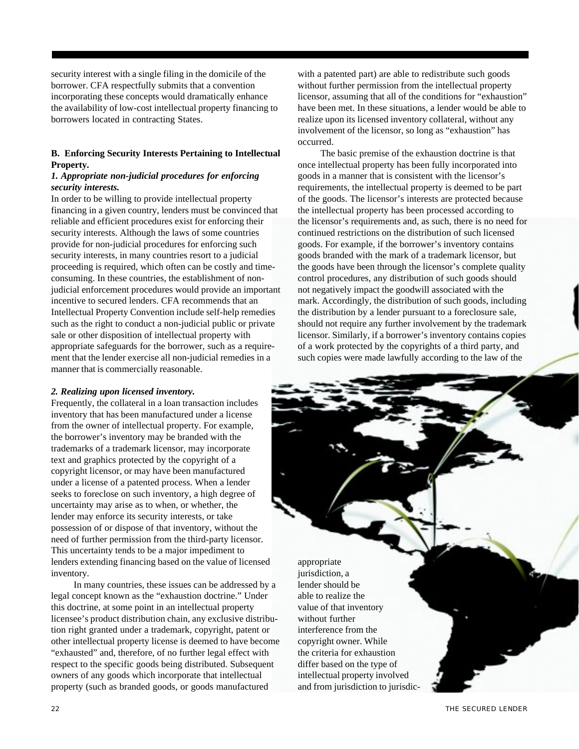security interest with a single filing in the domicile of the borrower. CFA respectfully submits that a convention incorporating these concepts would dramatically enhance the availability of low-cost intellectual property financing to borrowers located in contracting States.

**B. Enforcing Security Interests Pertaining to Intellectual Property.**

***1. Appropriate non-judicial procedures for enforcing security interests.***

In order to be willing to provide intellectual property financing in a given country, lenders must be convinced that reliable and efficient procedures exist for enforcing their security interests. Although the laws of some countries provide for non-judicial procedures for enforcing such security interests, in many countries resort to a judicial proceeding is required, which often can be costly and time-consuming. In these countries, the establishment of non-judicial enforcement procedures would provide an important incentive to secured lenders. CFA recommends that an Intellectual Property Convention include self-help remedies such as the right to conduct a non-judicial public or private sale or other disposition of intellectual property with appropriate safeguards for the borrower, such as a requirement that the lender exercise all non-judicial remedies in a manner that is commercially reasonable.

***2. Realizing upon licensed inventory.***

Frequently, the collateral in a loan transaction includes inventory that has been manufactured under a license from the owner of intellectual property. For example, the borrower's inventory may be branded with the trademarks of a trademark licensor, may incorporate text and graphics protected by the copyright of a copyright licensor, or may have been manufactured under a license of a patented process. When a lender seeks to foreclose on such inventory, a high degree of uncertainty may arise as to when, or whether, the lender may enforce its security interests, or take possession of or dispose of that inventory, without the need of further permission from the third-party licensor. This uncertainty tends to be a major impediment to lenders extending financing based on the value of licensed inventory.

In many countries, these issues can be addressed by a legal concept known as the "exhaustion doctrine." Under this doctrine, at some point in an intellectual property licensee's product distribution chain, any exclusive distribution right granted under a trademark, copyright, patent or other intellectual property license is deemed to have become "exhausted" and, therefore, of no further legal effect with respect to the specific goods being distributed. Subsequent owners of any goods which incorporate that intellectual property (such as branded goods, or goods manufactured with a patented part) are able to redistribute such goods without further permission from the intellectual property licensor, assuming that all of the conditions for "exhaustion" have been met. In these situations, a lender would be able to realize upon its licensed inventory collateral, without any involvement of the licensor, so long as "exhaustion" has occurred.

The basic premise of the exhaustion doctrine is that once intellectual property has been fully incorporated into goods in a manner that is consistent with the licensor's requirements, the intellectual property is deemed to be part of the goods. The licensor's interests are protected because the intellectual property has been processed according to the licensor's requirements and, as such, there is no need for continued restrictions on the distribution of such licensed goods. For example, if the borrower's inventory contains goods branded with the mark of a trademark licensor, but the goods have been through the licensor's complete quality control procedures, any distribution of such goods should not negatively impact the goodwill associated with the mark. Accordingly, the distribution of such goods, including the distribution by a lender pursuant to a foreclosure sale, should not require any further involvement by the trademark licensor. Similarly, if a borrower's inventory contains copies of a work protected by the copyrights of a third party, and such copies were made lawfully according to the law of the appropriate jurisdiction, a lender should be able to realize the value of that inventory without further interference from the copyright owner. While the criteria for exhaustion differ based on the type of intellectual property involved and from jurisdiction to jurisdic-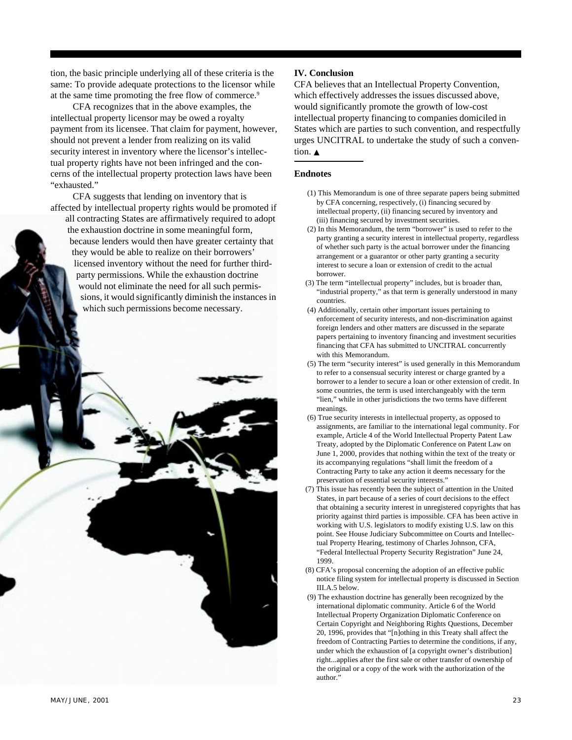tion, the basic principle underlying all of these criteria is the same: To provide adequate protections to the licensor while at the same time promoting the free flow of commerce.[9]

CFA recognizes that in the above examples, the intellectual property licensor may be owed a royalty payment from its licensee. That claim for payment, however, should not prevent a lender from realizing on its valid security interest in inventory where the licensor's intellectual property rights have not been infringed and the concerns of the intellectual property protection laws have been "exhausted."

CFA suggests that lending on inventory that is affected by intellectual property rights would be promoted if all contracting States are affirmatively required to adopt the exhaustion doctrine in some meaningful form, because lenders would then have greater certainty that they would be able to realize on their borrowers' licensed inventory without the need for further third-party permissions. While the exhaustion doctrine would not eliminate the need for all such permissions, it would significantly diminish the instances in which such permissions become necessary.

**IV. Conclusion**

CFA believes that an Intellectual Property Convention, which effectively addresses the issues discussed above, would significantly promote the growth of low-cost intellectual property financing to companies domiciled in States which are parties to such convention, and respectfully urges UNCITRAL to undertake the study of such a convention. ▲

**Endnotes**

(1) This Memorandum is one of three separate papers being submitted by CFA concerning, respectively, (i) financing secured by intellectual property, (ii) financing secured by inventory and (iii) financing secured by investment securities.

(2) In this Memorandum, the term "borrower" is used to refer to the party granting a security interest in intellectual property, regardless of whether such party is the actual borrower under the financing arrangement or a guarantor or other party granting a security interest to secure a loan or extension of credit to the actual borrower.

(3) The term "intellectual property" includes, but is broader than, "industrial property," as that term is generally understood in many countries.

(4) Additionally, certain other important issues pertaining to enforcement of security interests, and non-discrimination against foreign lenders and other matters are discussed in the separate papers pertaining to inventory financing and investment securities financing that CFA has submitted to UNCITRAL concurrently with this Memorandum.

(5) The term "security interest" is used generally in this Memorandum to refer to a consensual security interest or charge granted by a borrower to a lender to secure a loan or other extension of credit. In some countries, the term is used interchangeably with the term "lien," while in other jurisdictions the two terms have different meanings.

(6) True security interests in intellectual property, as opposed to assignments, are familiar to the international legal community. For example, Article 4 of the World Intellectual Property Patent Law Treaty, adopted by the Diplomatic Conference on Patent Law on June 1, 2000, provides that nothing within the text of the treaty or its accompanying regulations "shall limit the freedom of a Contracting Party to take any action it deems necessary for the preservation of essential security interests."

(7) This issue has recently been the subject of attention in the United States, in part because of a series of court decisions to the effect that obtaining a security interest in unregistered copyrights that has priority against third parties is impossible. CFA has been active in working with U.S. legislators to modify existing U.S. law on this point. See House Judiciary Subcommittee on Courts and Intellectual Property Hearing, testimony of Charles Johnson, CFA, "Federal Intellectual Property Security Registration" June 24, 1999.

(8) CFA's proposal concerning the adoption of an effective public notice filing system for intellectual property is discussed in Section III.A.5 below.

(9) The exhaustion doctrine has generally been recognized by the international diplomatic community. Article 6 of the World Intellectual Property Organization Diplomatic Conference on Certain Copyright and Neighboring Rights Questions, December 20, 1996, provides that "[n]othing in this Treaty shall affect the freedom of Contracting Parties to determine the conditions, if any, under which the exhaustion of [a copyright owner's distribution] right...applies after the first sale or other transfer of ownership of the original or a copy of the work with the authorization of the author."